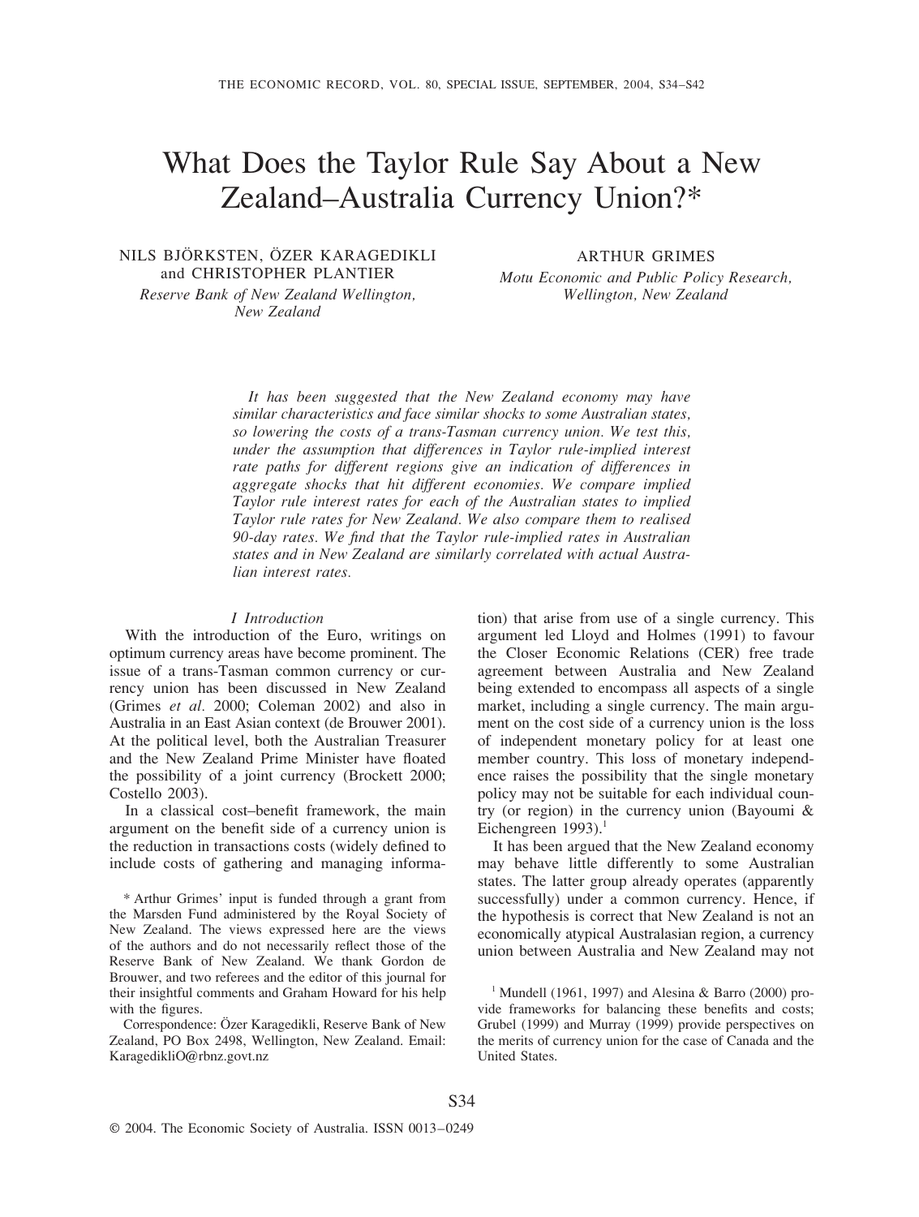# What Does the Taylor Rule Say About a New Zealand–Australia Currency Union?*

NILS BJÖRKSTEN, ÖZER KARAGEDIKLI and CHRISTOPHER PLANTIER
*Reserve Bank of New Zealand Wellington, New Zealand*

ARTHUR GRIMES
*Motu Economic and Public Policy Research, Wellington, New Zealand*

*It has been suggested that the New Zealand economy may have similar characteristics and face similar shocks to some Australian states, so lowering the costs of a trans-Tasman currency union. We test this, under the assumption that differences in Taylor rule-implied interest rate paths for different regions give an indication of differences in aggregate shocks that hit different economies. We compare implied Taylor rule interest rates for each of the Australian states to implied Taylor rule rates for New Zealand. We also compare them to realised 90-day rates. We find that the Taylor rule-implied rates in Australian states and in New Zealand are similarly correlated with actual Australian interest rates.*

## I Introduction

With the introduction of the Euro, writings on optimum currency areas have become prominent. The issue of a trans-Tasman common currency or currency union has been discussed in New Zealand (Grimes *et al.* 2000; Coleman 2002) and also in Australia in an East Asian context (de Brouwer 2001). At the political level, both the Australian Treasurer and the New Zealand Prime Minister have floated the possibility of a joint currency (Brockett 2000; Costello 2003).

In a classical cost–benefit framework, the main argument on the benefit side of a currency union is the reduction in transactions costs (widely defined to include costs of gathering and managing information) that arise from use of a single currency. This argument led Lloyd and Holmes (1991) to favour the Closer Economic Relations (CER) free trade agreement between Australia and New Zealand being extended to encompass all aspects of a single market, including a single currency. The main argument on the cost side of a currency union is the loss of independent monetary policy for at least one member country. This loss of monetary independence raises the possibility that the single monetary policy may not be suitable for each individual country (or region) in the currency union (Bayoumi & Eichengreen 1993).[1]

It has been argued that the New Zealand economy may behave little differently to some Australian states. The latter group already operates (apparently successfully) under a common currency. Hence, if the hypothesis is correct that New Zealand is not an economically atypical Australasian region, a currency union between Australia and New Zealand may not

---

\* Arthur Grimes' input is funded through a grant from the Marsden Fund administered by the Royal Society of New Zealand. The views expressed here are the views of the authors and do not necessarily reflect those of the Reserve Bank of New Zealand. We thank Gordon de Brouwer, and two referees and the editor of this journal for their insightful comments and Graham Howard for his help with the figures.

Correspondence: Özer Karagedikli, Reserve Bank of New Zealand, PO Box 2498, Wellington, New Zealand. Email: KaragedikliO@rbnz.govt.nz

[1] Mundell (1961, 1997) and Alesina & Barro (2000) provide frameworks for balancing these benefits and costs; Grubel (1999) and Murray (1999) provide perspectives on the merits of currency union for the case of Canada and the United States.

© 2004. The Economic Society of Australia. ISSN 0013–0249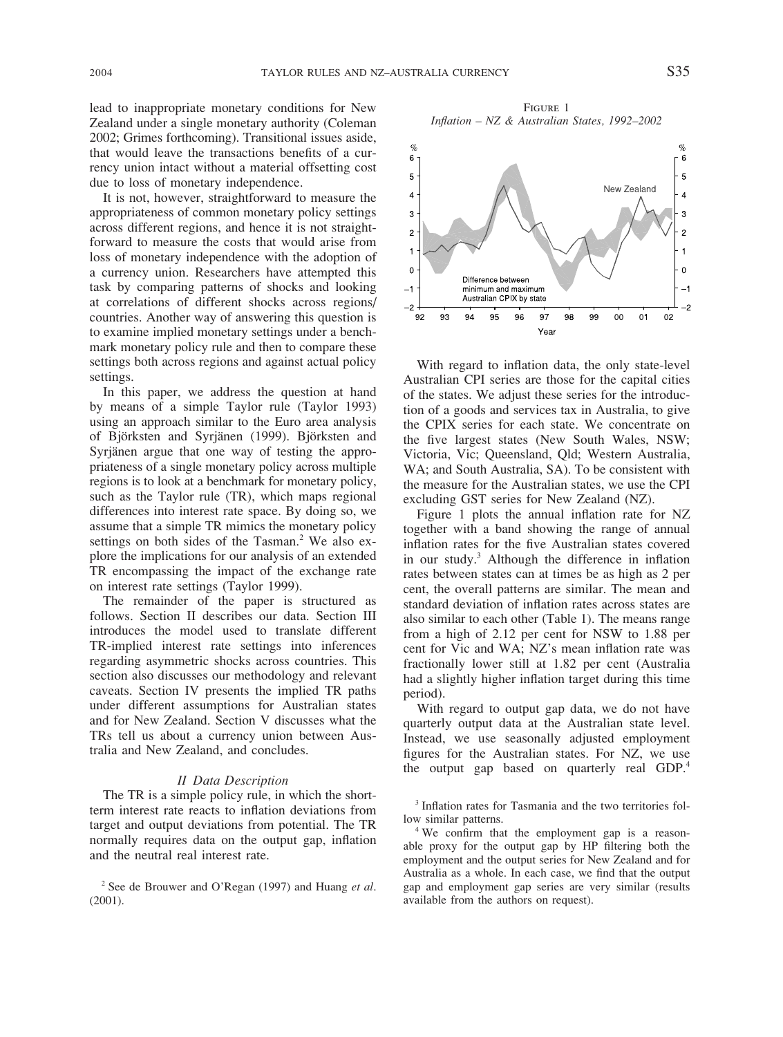lead to inappropriate monetary conditions for New Zealand under a single monetary authority (Coleman 2002; Grimes forthcoming). Transitional issues aside, that would leave the transactions benefits of a currency union intact without a material offsetting cost due to loss of monetary independence.

It is not, however, straightforward to measure the appropriateness of common monetary policy settings across different regions, and hence it is not straightforward to measure the costs that would arise from loss of monetary independence with the adoption of a currency union. Researchers have attempted this task by comparing patterns of shocks and looking at correlations of different shocks across regions/countries. Another way of answering this question is to examine implied monetary settings under a benchmark monetary policy rule and then to compare these settings both across regions and against actual policy settings.

In this paper, we address the question at hand by means of a simple Taylor rule (Taylor 1993) using an approach similar to the Euro area analysis of Björksten and Syrjänen (1999). Björksten and Syrjänen argue that one way of testing the appropriateness of a single monetary policy across multiple regions is to look at a benchmark for monetary policy, such as the Taylor rule (TR), which maps regional differences into interest rate space. By doing so, we assume that a simple TR mimics the monetary policy settings on both sides of the Tasman.[2] We also explore the implications for our analysis of an extended TR encompassing the impact of the exchange rate on interest rate settings (Taylor 1999).

The remainder of the paper is structured as follows. Section II describes our data. Section III introduces the model used to translate different TR-implied interest rate settings into inferences regarding asymmetric shocks across countries. This section also discusses our methodology and relevant caveats. Section IV presents the implied TR paths under different assumptions for Australian states and for New Zealand. Section V discusses what the TRs tell us about a currency union between Australia and New Zealand, and concludes.

## II Data Description

The TR is a simple policy rule, in which the short-term interest rate reacts to inflation deviations from target and output deviations from potential. The TR normally requires data on the output gap, inflation and the neutral real interest rate.

FIGURE 1
*Inflation – NZ & Australian States, 1992–2002*

%
6
5
4
3
2
1
0
−1
−2
New Zealand
Difference between minimum and maximum Australian CPIX by state
92 93 94 95 96 97 98 99 00 01 02
Year

With regard to inflation data, the only state-level Australian CPI series are those for the capital cities of the states. We adjust these series for the introduction of a goods and services tax in Australia, to give the CPIX series for each state. We concentrate on the five largest states (New South Wales, NSW; Victoria, Vic; Queensland, Qld; Western Australia, WA; and South Australia, SA). To be consistent with the measure for the Australian states, we use the CPI excluding GST series for New Zealand (NZ).

Figure 1 plots the annual inflation rate for NZ together with a band showing the range of annual inflation rates for the five Australian states covered in our study.[3] Although the difference in inflation rates between states can at times be as high as 2 per cent, the overall patterns are similar. The mean and standard deviation of inflation rates across states are also similar to each other (Table 1). The means range from a high of 2.12 per cent for NSW to 1.88 per cent for Vic and WA; NZ's mean inflation rate was fractionally lower still at 1.82 per cent (Australia had a slightly higher inflation target during this time period).

With regard to output gap data, we do not have quarterly output data at the Australian state level. Instead, we use seasonally adjusted employment figures for the Australian states. For NZ, we use the output gap based on quarterly real GDP.[4]

[2] See de Brouwer and O'Regan (1997) and Huang *et al*. (2001).

[3] Inflation rates for Tasmania and the two territories follow similar patterns.

[4] We confirm that the employment gap is a reasonable proxy for the output gap by HP filtering both the employment and the output series for New Zealand and for Australia as a whole. In each case, we find that the output gap and employment gap series are very similar (results available from the authors on request).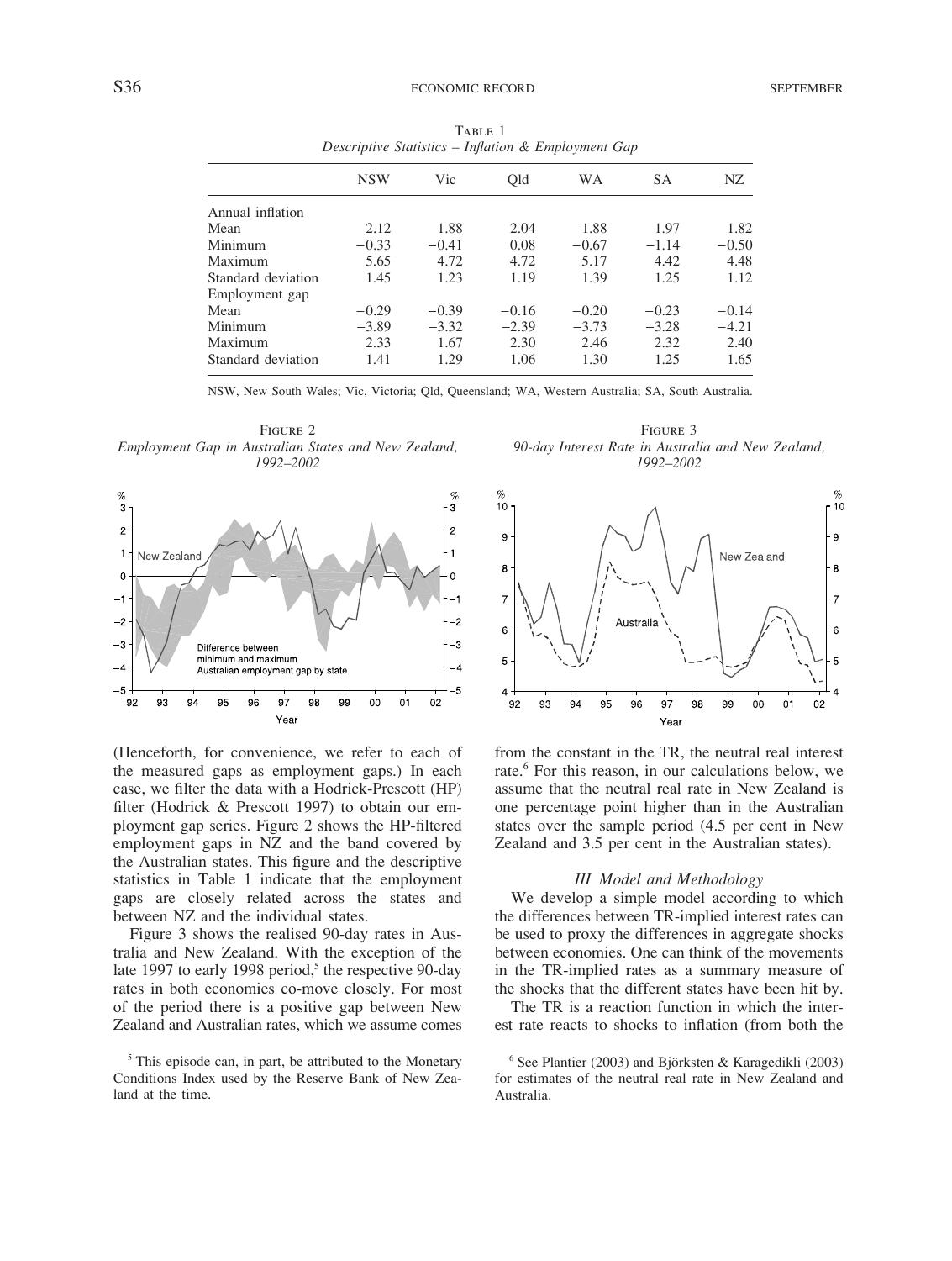TABLE 1
*Descriptive Statistics – Inflation & Employment Gap*

| | NSW | Vic | Qld | WA | SA | NZ |
|---|---|---|---|---|---|---|
| Annual inflation | | | | | | |
| Mean | 2.12 | 1.88 | 2.04 | 1.88 | 1.97 | 1.82 |
| Minimum | −0.33 | −0.41 | 0.08 | −0.67 | −1.14 | −0.50 |
| Maximum | 5.65 | 4.72 | 4.72 | 5.17 | 4.42 | 4.48 |
| Standard deviation | 1.45 | 1.23 | 1.19 | 1.39 | 1.25 | 1.12 |
| Employment gap | | | | | | |
| Mean | −0.29 | −0.39 | −0.16 | −0.20 | −0.23 | −0.14 |
| Minimum | −3.89 | −3.32 | −2.39 | −3.73 | −3.28 | −4.21 |
| Maximum | 2.33 | 1.67 | 2.30 | 2.46 | 2.32 | 2.40 |
| Standard deviation | 1.41 | 1.29 | 1.06 | 1.30 | 1.25 | 1.65 |

NSW, New South Wales; Vic, Victoria; Qld, Queensland; WA, Western Australia; SA, South Australia.

FIGURE 2
*Employment Gap in Australian States and New Zealand, 1992–2002*

FIGURE 3
*90-day Interest Rate in Australia and New Zealand, 1992–2002*

(Henceforth, for convenience, we refer to each of the measured gaps as employment gaps.) In each case, we filter the data with a Hodrick-Prescott (HP) filter (Hodrick & Prescott 1997) to obtain our employment gap series. Figure 2 shows the HP-filtered employment gaps in NZ and the band covered by the Australian states. This figure and the descriptive statistics in Table 1 indicate that the employment gaps are closely related across the states and between NZ and the individual states.

Figure 3 shows the realised 90-day rates in Australia and New Zealand. With the exception of the late 1997 to early 1998 period,[5] the respective 90-day rates in both economies co-move closely. For most of the period there is a positive gap between New Zealand and Australian rates, which we assume comes from the constant in the TR, the neutral real interest rate.[6] For this reason, in our calculations below, we assume that the neutral real rate in New Zealand is one percentage point higher than in the Australian states over the sample period (4.5 per cent in New Zealand and 3.5 per cent in the Australian states).

### *III Model and Methodology*

We develop a simple model according to which the differences between TR-implied interest rates can be used to proxy the differences in aggregate shocks between economies. One can think of the movements in the TR-implied rates as a summary measure of the shocks that the different states have been hit by.

The TR is a reaction function in which the interest rate reacts to shocks to inflation (from both the

[5] This episode can, in part, be attributed to the Monetary Conditions Index used by the Reserve Bank of New Zealand at the time.

[6] See Plantier (2003) and Björksten & Karagedikli (2003) for estimates of the neutral real rate in New Zealand and Australia.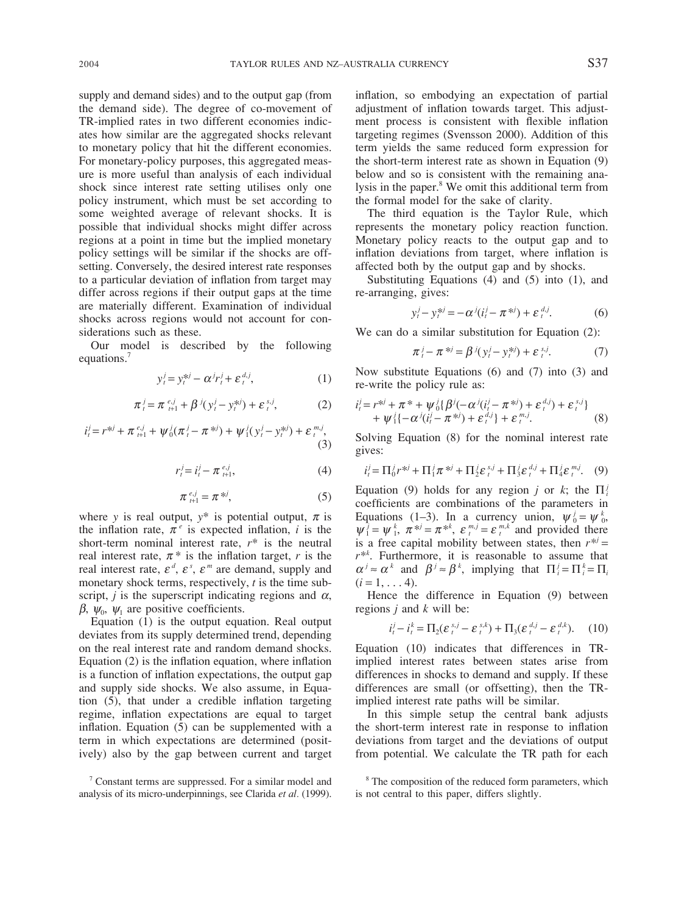supply and demand sides) and to the output gap (from the demand side). The degree of co-movement of TR-implied rates in two different economies indicates how similar are the aggregated shocks relevant to monetary policy that hit the different economies. For monetary-policy purposes, this aggregated measure is more useful than analysis of each individual shock since interest rate setting utilises only one policy instrument, which must be set according to some weighted average of relevant shocks. It is possible that individual shocks might differ across regions at a point in time but the implied monetary policy settings will be similar if the shocks are offsetting. Conversely, the desired interest rate responses to a particular deviation of inflation from target may differ across regions if their output gaps at the time are materially different. Examination of individual shocks across regions would not account for considerations such as these.

Our model is described by the following equations.[7]

$$y_t^j = y_t^{*j} - \alpha^j r_t^j + \varepsilon_t^{d,j}, \tag{1}$$

$$\pi_t^j = \pi_{t+1}^{e,j} + \beta^j (y_t^j - y_t^{*j}) + \varepsilon_t^{s,j}, \tag{2}$$

$$i_t^j = r^{*j} + \pi_{t+1}^{e,j} + \psi_0^j (\pi_t^j - \pi^{*j}) + \psi_1^j (y_t^j - y_t^{*j}) + \varepsilon_t^{m,j}, \tag{3}$$

$$r_t^j = i_t^j - \pi_{t+1}^{e,j}, \tag{4}$$

$$\pi_{t+1}^{e,j} = \pi^{*j}, \tag{5}$$

where $y$ is real output, $y^*$ is potential output, $\pi$ is the inflation rate, $\pi^e$ is expected inflation, $i$ is the short-term nominal interest rate, $r^*$ is the neutral real interest rate, $\pi^*$ is the inflation target, $r$ is the real interest rate, $\varepsilon^d$, $\varepsilon^s$, $\varepsilon^m$ are demand, supply and monetary shock terms, respectively, $t$ is the time subscript, $j$ is the superscript indicating regions and $\alpha$, $\beta$, $\psi_0$, $\psi_1$ are positive coefficients.

Equation (1) is the output equation. Real output deviates from its supply determined trend, depending on the real interest rate and random demand shocks. Equation (2) is the inflation equation, where inflation is a function of inflation expectations, the output gap and supply side shocks. We also assume, in Equation (5), that under a credible inflation targeting regime, inflation expectations are equal to target inflation. Equation (5) can be supplemented with a term in which expectations are determined (positively) also by the gap between current and target inflation, so embodying an expectation of partial adjustment of inflation towards target. This adjustment process is consistent with flexible inflation targeting regimes (Svensson 2000). Addition of this term yields the same reduced form expression for the short-term interest rate as shown in Equation (9) below and so is consistent with the remaining analysis in the paper.[8] We omit this additional term from the formal model for the sake of clarity.

The third equation is the Taylor Rule, which represents the monetary policy reaction function. Monetary policy reacts to the output gap and to inflation deviations from target, where inflation is affected both by the output gap and by shocks.

Substituting Equations (4) and (5) into (1), and re-arranging, gives:

$$y_t^j - y_t^{*j} = -\alpha^j (i_t^j - \pi^{*j}) + \varepsilon_t^{d,j}. \tag{6}$$

We can do a similar substitution for Equation (2):

$$\pi_t^j - \pi^{*j} = \beta^j (y_t^j - y_t^{*j}) + \varepsilon_t^{s,j}. \tag{7}$$

Now substitute Equations (6) and (7) into (3) and re-write the policy rule as:

$$i_t^j = r^{*j} + \pi^* + \psi_0^j \{\beta^j (-\alpha^j (i_t^j - \pi^{*j}) + \varepsilon_t^{d,j}) + \varepsilon_t^{s,j}\} + \psi_1^j \{-\alpha^j (i_t^j - \pi^{*j}) + \varepsilon_t^{d,j}\} + \varepsilon_t^{m,j}. \tag{8}$$

Solving Equation (8) for the nominal interest rate gives:

$$i_t^j = \Pi_0^j r^{*j} + \Pi_1^j \pi^{*j} + \Pi_2^j \varepsilon_t^{s,j} + \Pi_3^j \varepsilon_t^{d,j} + \Pi_4^j \varepsilon_t^{m,j}. \tag{9}$$

Equation (9) holds for any region $j$ or $k$; the $\Pi_i^j$ coefficients are combinations of the parameters in Equations (1–3). In a currency union, $\psi_0^j = \psi_0^k$, $\psi_1^j = \psi_1^k$, $\pi^{*j} = \pi^{*k}$, $\varepsilon_t^{m,j} = \varepsilon_t^{m,k}$ and provided there is a free capital mobility between states, then $r^{*j} = r^{*k}$. Furthermore, it is reasonable to assume that $\alpha^j \approx \alpha^k$ and $\beta^j \approx \beta^k$, implying that $\Pi_i^j = \Pi_i^k = \Pi_i$ $(i = 1, \ldots 4)$.

Hence the difference in Equation (9) between regions $j$ and $k$ will be:

$$i_t^j - i_t^k = \Pi_2 (\varepsilon_t^{s,j} - \varepsilon_t^{s,k}) + \Pi_3 (\varepsilon_t^{d,j} - \varepsilon_t^{d,k}). \tag{10}$$

Equation (10) indicates that differences in TR-implied interest rates between states arise from differences in shocks to demand and supply. If these differences are small (or offsetting), then the TR-implied interest rate paths will be similar.

In this simple setup the central bank adjusts the short-term interest rate in response to inflation deviations from target and the deviations of output from potential. We calculate the TR path for each

[7] Constant terms are suppressed. For a similar model and analysis of its micro-underpinnings, see Clarida *et al*. (1999).

[8] The composition of the reduced form parameters, which is not central to this paper, differs slightly.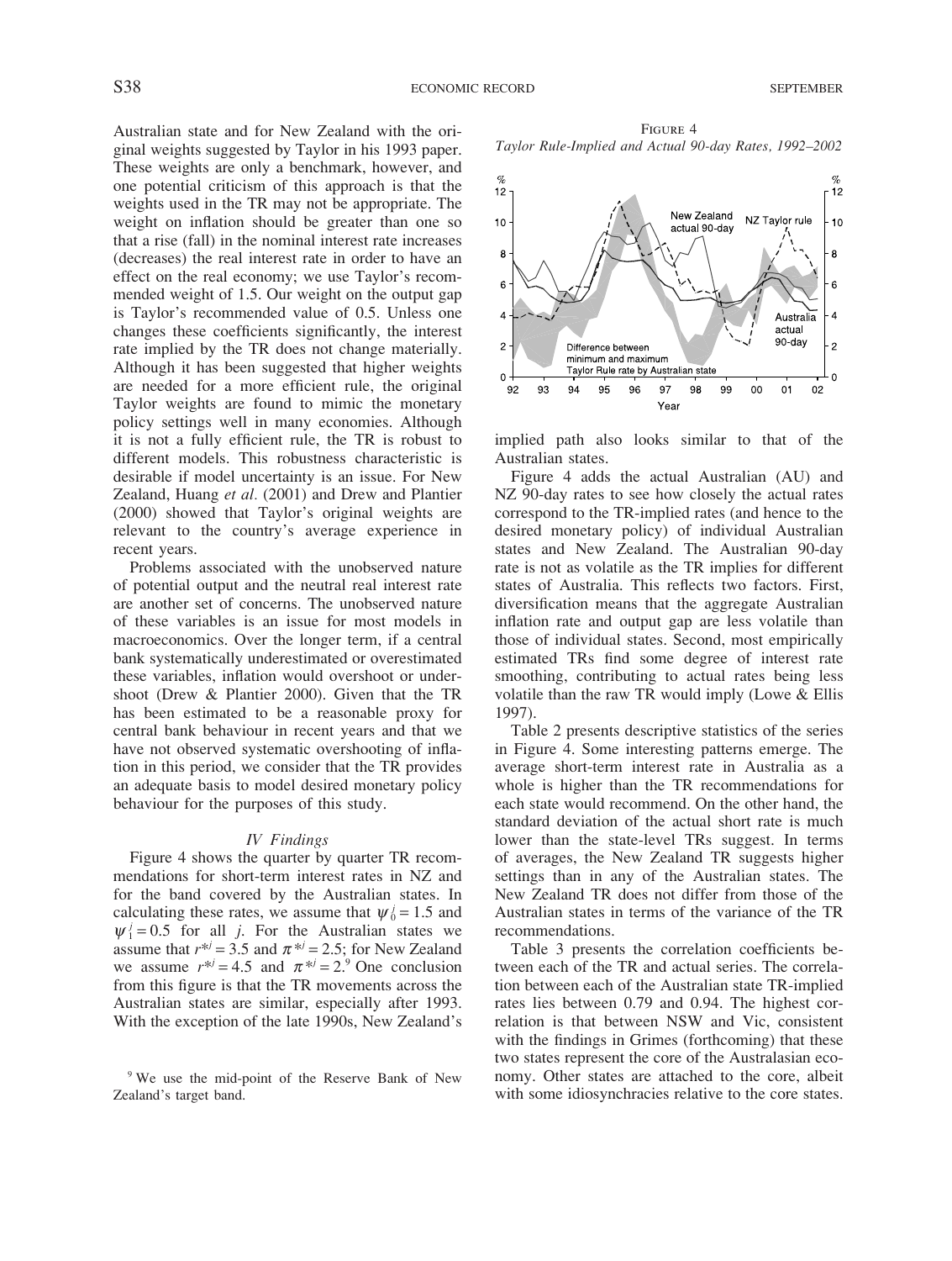Australian state and for New Zealand with the original weights suggested by Taylor in his 1993 paper. These weights are only a benchmark, however, and one potential criticism of this approach is that the weights used in the TR may not be appropriate. The weight on inflation should be greater than one so that a rise (fall) in the nominal interest rate increases (decreases) the real interest rate in order to have an effect on the real economy; we use Taylor's recommended weight of 1.5. Our weight on the output gap is Taylor's recommended value of 0.5. Unless one changes these coefficients significantly, the interest rate implied by the TR does not change materially. Although it has been suggested that higher weights are needed for a more efficient rule, the original Taylor weights are found to mimic the monetary policy settings well in many economies. Although it is not a fully efficient rule, the TR is robust to different models. This robustness characteristic is desirable if model uncertainty is an issue. For New Zealand, Huang *et al.* (2001) and Drew and Plantier (2000) showed that Taylor's original weights are relevant to the country's average experience in recent years.

Problems associated with the unobserved nature of potential output and the neutral real interest rate are another set of concerns. The unobserved nature of these variables is an issue for most models in macroeconomics. Over the longer term, if a central bank systematically underestimated or overestimated these variables, inflation would overshoot or undershoot (Drew & Plantier 2000). Given that the TR has been estimated to be a reasonable proxy for central bank behaviour in recent years and that we have not observed systematic overshooting of inflation in this period, we consider that the TR provides an adequate basis to model desired monetary policy behaviour for the purposes of this study.

## IV Findings

Figure 4 shows the quarter by quarter TR recommendations for short-term interest rates in NZ and for the band covered by the Australian states. In calculating these rates, we assume that $\psi_0^j = 1.5$ and $\psi_1^j = 0.5$ for all $j$. For the Australian states we assume that $r^{*j} = 3.5$ and $\pi^{*j} = 2.5$; for New Zealand we assume $r^{*j} = 4.5$ and $\pi^{*j} = 2$.[9] One conclusion from this figure is that the TR movements across the Australian states are similar, especially after 1993. With the exception of the late 1990s, New Zealand's implied path also looks similar to that of the Australian states.

FIGURE 4
*Taylor Rule-Implied and Actual 90-day Rates, 1992–2002*

Figure 4 adds the actual Australian (AU) and NZ 90-day rates to see how closely the actual rates correspond to the TR-implied rates (and hence to the desired monetary policy) of individual Australian states and New Zealand. The Australian 90-day rate is not as volatile as the TR implies for different states of Australia. This reflects two factors. First, diversification means that the aggregate Australian inflation rate and output gap are less volatile than those of individual states. Second, most empirically estimated TRs find some degree of interest rate smoothing, contributing to actual rates being less volatile than the raw TR would imply (Lowe & Ellis 1997).

Table 2 presents descriptive statistics of the series in Figure 4. Some interesting patterns emerge. The average short-term interest rate in Australia as a whole is higher than the TR recommendations for each state would recommend. On the other hand, the standard deviation of the actual short rate is much lower than the state-level TRs suggest. In terms of averages, the New Zealand TR suggests higher settings than in any of the Australian states. The New Zealand TR does not differ from those of the Australian states in terms of the variance of the TR recommendations.

Table 3 presents the correlation coefficients between each of the TR and actual series. The correlation between each of the Australian state TR-implied rates lies between 0.79 and 0.94. The highest correlation is that between NSW and Vic, consistent with the findings in Grimes (forthcoming) that these two states represent the core of the Australasian economy. Other states are attached to the core, albeit with some idiosyncracies relative to the core states.

[9] We use the mid-point of the Reserve Bank of New Zealand's target band.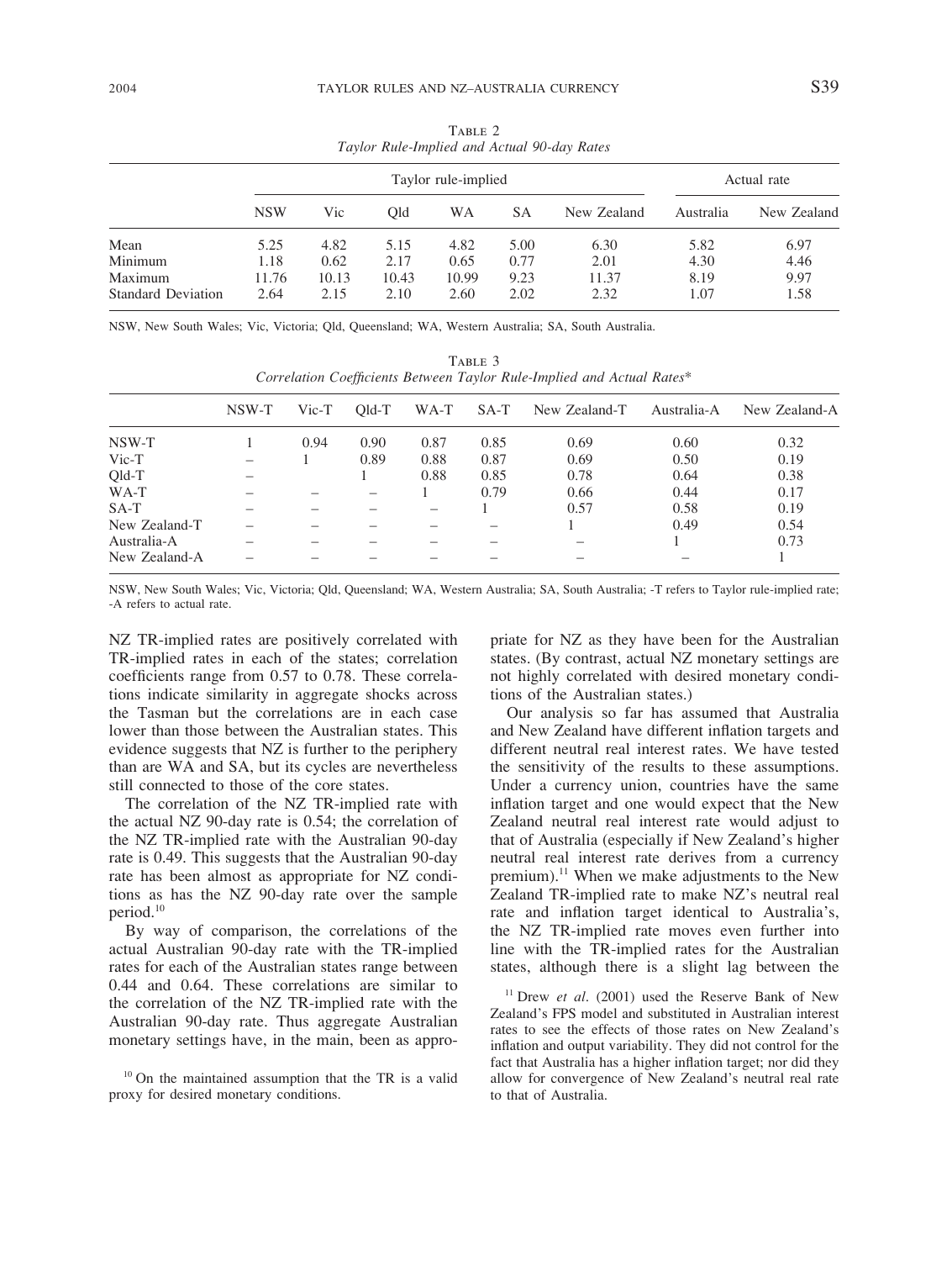Table 2
*Taylor Rule-Implied and Actual 90-day Rates*

| | Taylor rule-implied | | | | | | Actual rate | |
|---|---|---|---|---|---|---|---|---|
| | NSW | Vic | Qld | WA | SA | New Zealand | Australia | New Zealand |
| Mean | 5.25 | 4.82 | 5.15 | 4.82 | 5.00 | 6.30 | 5.82 | 6.97 |
| Minimum | 1.18 | 0.62 | 2.17 | 0.65 | 0.77 | 2.01 | 4.30 | 4.46 |
| Maximum | 11.76 | 10.13 | 10.43 | 10.99 | 9.23 | 11.37 | 8.19 | 9.97 |
| Standard Deviation | 2.64 | 2.15 | 2.10 | 2.60 | 2.02 | 2.32 | 1.07 | 1.58 |

NSW, New South Wales; Vic, Victoria; Qld, Queensland; WA, Western Australia; SA, South Australia.

Table 3
*Correlation Coefficients Between Taylor Rule-Implied and Actual Rates**

| | NSW-T | Vic-T | Qld-T | WA-T | SA-T | New Zealand-T | Australia-A | New Zealand-A |
|---|---|---|---|---|---|---|---|---|
| NSW-T | 1 | 0.94 | 0.90 | 0.87 | 0.85 | 0.69 | 0.60 | 0.32 |
| Vic-T | – | 1 | 0.89 | 0.88 | 0.87 | 0.69 | 0.50 | 0.19 |
| Qld-T | – | | 1 | 0.88 | 0.85 | 0.78 | 0.64 | 0.38 |
| WA-T | – | – | – | 1 | 0.79 | 0.66 | 0.44 | 0.17 |
| SA-T | – | – | – | – | 1 | 0.57 | 0.58 | 0.19 |
| New Zealand-T | – | – | – | – | – | 1 | 0.49 | 0.54 |
| Australia-A | – | – | – | – | – | – | 1 | 0.73 |
| New Zealand-A | – | – | – | – | – | – | – | 1 |

NSW, New South Wales; Vic, Victoria; Qld, Queensland; WA, Western Australia; SA, South Australia; -T refers to Taylor rule-implied rate; -A refers to actual rate.

NZ TR-implied rates are positively correlated with TR-implied rates in each of the states; correlation coefficients range from 0.57 to 0.78. These correlations indicate similarity in aggregate shocks across the Tasman but the correlations are in each case lower than those between the Australian states. This evidence suggests that NZ is further to the periphery than are WA and SA, but its cycles are nevertheless still connected to those of the core states.

The correlation of the NZ TR-implied rate with the actual NZ 90-day rate is 0.54; the correlation of the NZ TR-implied rate with the Australian 90-day rate is 0.49. This suggests that the Australian 90-day rate has been almost as appropriate for NZ conditions as has the NZ 90-day rate over the sample period.[10]

By way of comparison, the correlations of the actual Australian 90-day rate with the TR-implied rates for each of the Australian states range between 0.44 and 0.64. These correlations are similar to the correlation of the NZ TR-implied rate with the Australian 90-day rate. Thus aggregate Australian monetary settings have, in the main, been as appropriate for NZ as they have been for the Australian states. (By contrast, actual NZ monetary settings are not highly correlated with desired monetary conditions of the Australian states.)

Our analysis so far has assumed that Australia and New Zealand have different inflation targets and different neutral real interest rates. We have tested the sensitivity of the results to these assumptions. Under a currency union, countries have the same inflation target and one would expect that the New Zealand neutral real interest rate would adjust to that of Australia (especially if New Zealand's higher neutral real interest rate derives from a currency premium).[11] When we make adjustments to the New Zealand TR-implied rate to make NZ's neutral real rate and inflation target identical to Australia's, the NZ TR-implied rate moves even further into line with the TR-implied rates for the Australian states, although there is a slight lag between the

[10] On the maintained assumption that the TR is a valid proxy for desired monetary conditions.

[11] Drew *et al*. (2001) used the Reserve Bank of New Zealand's FPS model and substituted in Australian interest rates to see the effects of those rates on New Zealand's inflation and output variability. They did not control for the fact that Australia has a higher inflation target; nor did they allow for convergence of New Zealand's neutral real rate to that of Australia.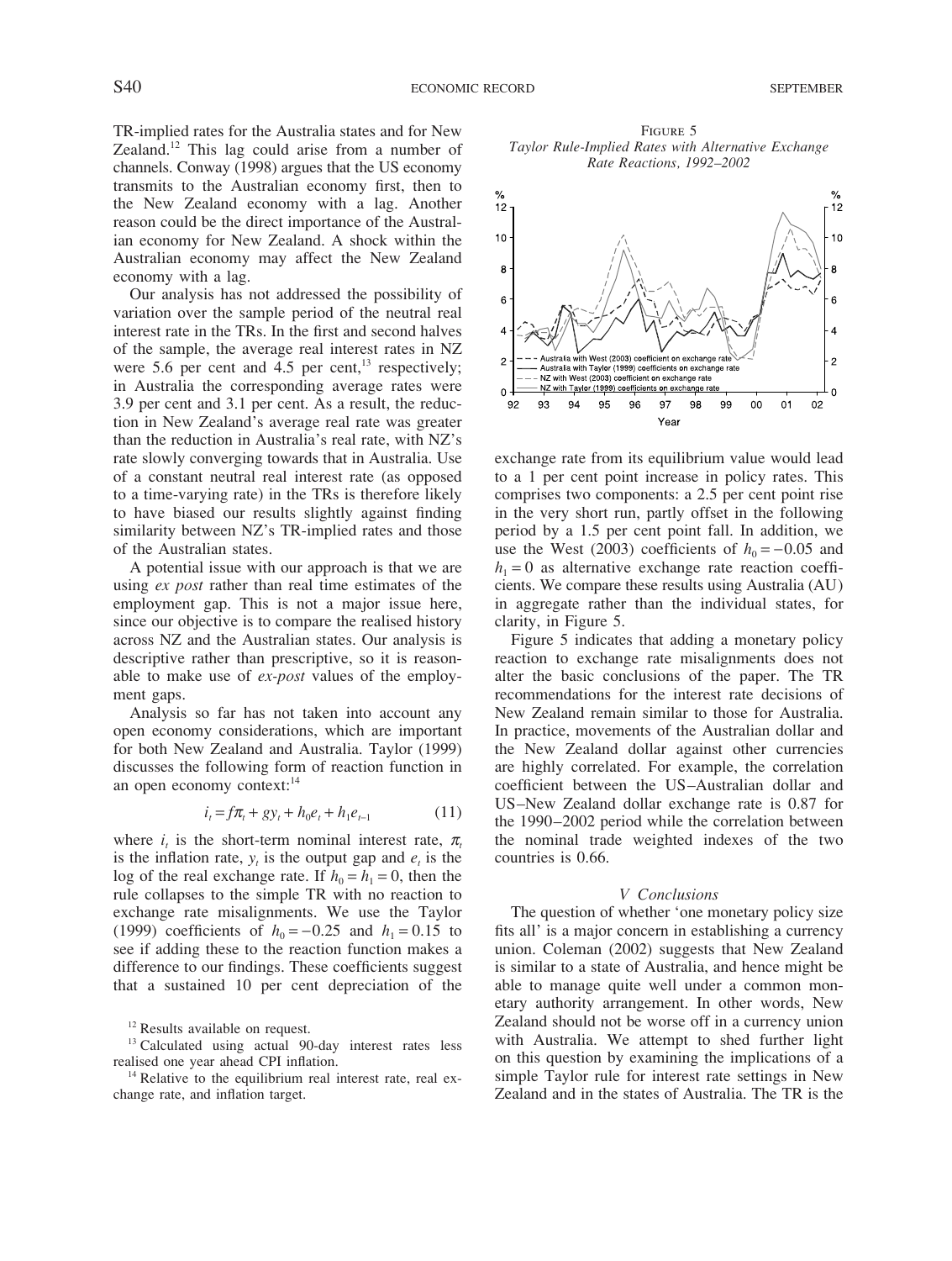TR-implied rates for the Australia states and for New Zealand.[12] This lag could arise from a number of channels. Conway (1998) argues that the US economy transmits to the Australian economy first, then to the New Zealand economy with a lag. Another reason could be the direct importance of the Australian economy for New Zealand. A shock within the Australian economy may affect the New Zealand economy with a lag.

Our analysis has not addressed the possibility of variation over the sample period of the neutral real interest rate in the TRs. In the first and second halves of the sample, the average real interest rates in NZ were 5.6 per cent and 4.5 per cent,[13] respectively; in Australia the corresponding average rates were 3.9 per cent and 3.1 per cent. As a result, the reduction in New Zealand's average real rate was greater than the reduction in Australia's real rate, with NZ's rate slowly converging towards that in Australia. Use of a constant neutral real interest rate (as opposed to a time-varying rate) in the TRs is therefore likely to have biased our results slightly against finding similarity between NZ's TR-implied rates and those of the Australian states.

A potential issue with our approach is that we are using *ex post* rather than real time estimates of the employment gap. This is not a major issue here, since our objective is to compare the realised history across NZ and the Australian states. Our analysis is descriptive rather than prescriptive, so it is reasonable to make use of *ex-post* values of the employment gaps.

Analysis so far has not taken into account any open economy considerations, which are important for both New Zealand and Australia. Taylor (1999) discusses the following form of reaction function in an open economy context:[14]

$$i_t = f\pi_t + gy_t + h_0 e_t + h_1 e_{t-1} \tag{11}$$

where $i_t$ is the short-term nominal interest rate, $\pi_t$ is the inflation rate, $y_t$ is the output gap and $e_t$ is the log of the real exchange rate. If $h_0 = h_1 = 0$, then the rule collapses to the simple TR with no reaction to exchange rate misalignments. We use the Taylor (1999) coefficients of $h_0 = -0.25$ and $h_1 = 0.15$ to see if adding these to the reaction function makes a difference to our findings. These coefficients suggest that a sustained 10 per cent depreciation of the exchange rate from its equilibrium value would lead to a 1 per cent point increase in policy rates. This comprises two components: a 2.5 per cent point rise in the very short run, partly offset in the following period by a 1.5 per cent point fall. In addition, we use the West (2003) coefficients of $h_0 = -0.05$ and $h_1 = 0$ as alternative exchange rate reaction coefficients. We compare these results using Australia (AU) in aggregate rather than the individual states, for clarity, in Figure 5.

Figure 5
*Taylor Rule-Implied Rates with Alternative Exchange Rate Reactions, 1992–2002*

Figure 5 indicates that adding a monetary policy reaction to exchange rate misalignments does not alter the basic conclusions of the paper. The TR recommendations for the interest rate decisions of New Zealand remain similar to those for Australia. In practice, movements of the Australian dollar and the New Zealand dollar against other currencies are highly correlated. For example, the correlation coefficient between the US–Australian dollar and US–New Zealand dollar exchange rate is 0.87 for the 1990–2002 period while the correlation between the nominal trade weighted indexes of the two countries is 0.66.

## V Conclusions

The question of whether 'one monetary policy size fits all' is a major concern in establishing a currency union. Coleman (2002) suggests that New Zealand is similar to a state of Australia, and hence might be able to manage quite well under a common monetary authority arrangement. In other words, New Zealand should not be worse off in a currency union with Australia. We attempt to shed further light on this question by examining the implications of a simple Taylor rule for interest rate settings in New Zealand and in the states of Australia. The TR is the

[12] Results available on request.

[13] Calculated using actual 90-day interest rates less realised one year ahead CPI inflation.

[14] Relative to the equilibrium real interest rate, real exchange rate, and inflation target.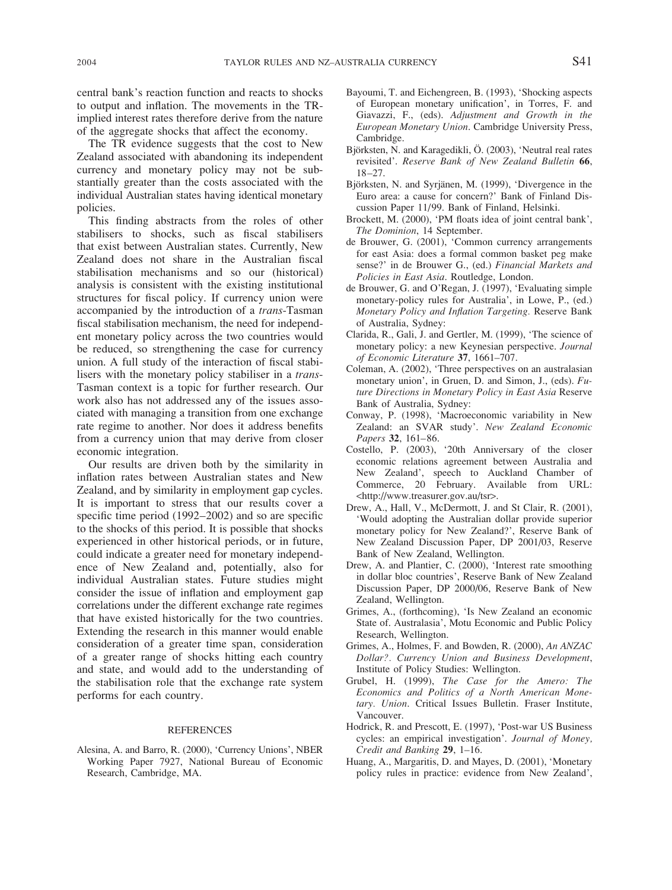central bank's reaction function and reacts to shocks to output and inflation. The movements in the TR-implied interest rates therefore derive from the nature of the aggregate shocks that affect the economy.

The TR evidence suggests that the cost to New Zealand associated with abandoning its independent currency and monetary policy may not be substantially greater than the costs associated with the individual Australian states having identical monetary policies.

This finding abstracts from the roles of other stabilisers to shocks, such as fiscal stabilisers that exist between Australian states. Currently, New Zealand does not share in the Australian fiscal stabilisation mechanisms and so our (historical) analysis is consistent with the existing institutional structures for fiscal policy. If currency union were accompanied by the introduction of a *trans*-Tasman fiscal stabilisation mechanism, the need for independent monetary policy across the two countries would be reduced, so strengthening the case for currency union. A full study of the interaction of fiscal stabilisers with the monetary policy stabiliser in a *trans*-Tasman context is a topic for further research. Our work also has not addressed any of the issues associated with managing a transition from one exchange rate regime to another. Nor does it address benefits from a currency union that may derive from closer economic integration.

Our results are driven both by the similarity in inflation rates between Australian states and New Zealand, and by similarity in employment gap cycles. It is important to stress that our results cover a specific time period (1992–2002) and so are specific to the shocks of this period. It is possible that shocks experienced in other historical periods, or in future, could indicate a greater need for monetary independence of New Zealand and, potentially, also for individual Australian states. Future studies might consider the issue of inflation and employment gap correlations under the different exchange rate regimes that have existed historically for the two countries. Extending the research in this manner would enable consideration of a greater time span, consideration of a greater range of shocks hitting each country and state, and would add to the understanding of the stabilisation role that the exchange rate system performs for each country.

## REFERENCES

Alesina, A. and Barro, R. (2000), 'Currency Unions', NBER Working Paper 7927, National Bureau of Economic Research, Cambridge, MA.

Bayoumi, T. and Eichengreen, B. (1993), 'Shocking aspects of European monetary unification', in Torres, F. and Giavazzi, F., (eds). *Adjustment and Growth in the European Monetary Union*. Cambridge University Press, Cambridge.

Björksten, N. and Karagedikli, Ö. (2003), 'Neutral real rates revisited'. *Reserve Bank of New Zealand Bulletin* **66**, 18–27.

Björksten, N. and Syrjänen, M. (1999), 'Divergence in the Euro area: a cause for concern?' Bank of Finland Discussion Paper 11/99. Bank of Finland, Helsinki.

Brockett, M. (2000), 'PM floats idea of joint central bank', *The Dominion*, 14 September.

de Brouwer, G. (2001), 'Common currency arrangements for east Asia: does a formal common basket peg make sense?' in de Brouwer G., (ed.) *Financial Markets and Policies in East Asia*. Routledge, London.

de Brouwer, G. and O'Regan, J. (1997), 'Evaluating simple monetary-policy rules for Australia', in Lowe, P., (ed.) *Monetary Policy and Inflation Targeting*. Reserve Bank of Australia, Sydney:

Clarida, R., Gali, J. and Gertler, M. (1999), 'The science of monetary policy: a new Keynesian perspective. *Journal of Economic Literature* **37**, 1661–707.

Coleman, A. (2002), 'Three perspectives on an australasian monetary union', in Gruen, D. and Simon, J., (eds). *Future Directions in Monetary Policy in East Asia* Reserve Bank of Australia, Sydney:

Conway, P. (1998), 'Macroeconomic variability in New Zealand: an SVAR study'. *New Zealand Economic Papers* **32**, 161–86.

Costello, P. (2003), '20th Anniversary of the closer economic relations agreement between Australia and New Zealand', speech to Auckland Chamber of Commerce, 20 February. Available from URL: <http://www.treasurer.gov.au/tsr>.

Drew, A., Hall, V., McDermott, J. and St Clair, R. (2001), 'Would adopting the Australian dollar provide superior monetary policy for New Zealand?', Reserve Bank of New Zealand Discussion Paper, DP 2001/03, Reserve Bank of New Zealand, Wellington.

Drew, A. and Plantier, C. (2000), 'Interest rate smoothing in dollar bloc countries', Reserve Bank of New Zealand Discussion Paper, DP 2000/06, Reserve Bank of New Zealand, Wellington.

Grimes, A., (forthcoming), 'Is New Zealand an economic State of. Australasia', Motu Economic and Public Policy Research, Wellington.

Grimes, A., Holmes, F. and Bowden, R. (2000), *An ANZAC Dollar?. Currency Union and Business Development*, Institute of Policy Studies: Wellington.

Grubel, H. (1999), *The Case for the Amero: The Economics and Politics of a North American Monetary. Union*. Critical Issues Bulletin. Fraser Institute, Vancouver.

Hodrick, R. and Prescott, E. (1997), 'Post-war US Business cycles: an empirical investigation'. *Journal of Money, Credit and Banking* **29**, 1–16.

Huang, A., Margaritis, D. and Mayes, D. (2001), 'Monetary policy rules in practice: evidence from New Zealand',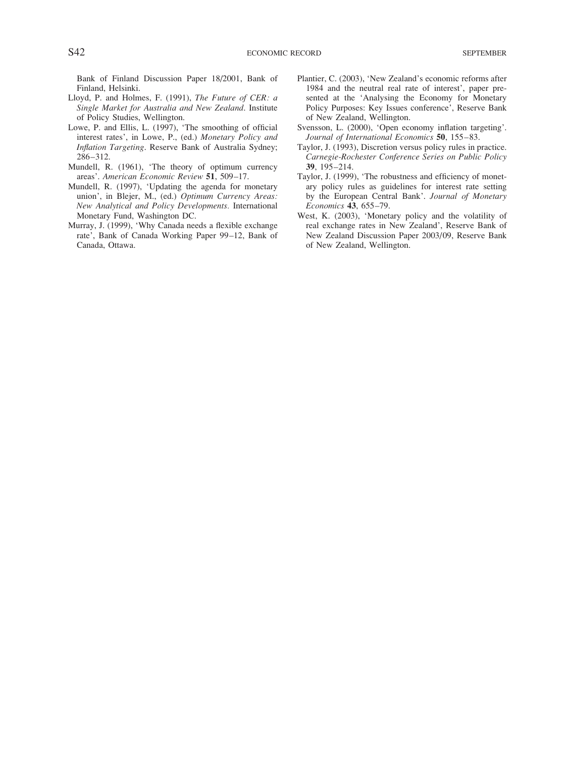Bank of Finland Discussion Paper 18/2001, Bank of Finland, Helsinki.

Lloyd, P. and Holmes, F. (1991), *The Future of CER: a Single Market for Australia and New Zealand*. Institute of Policy Studies, Wellington.

Lowe, P. and Ellis, L. (1997), 'The smoothing of official interest rates', in Lowe, P., (ed.) *Monetary Policy and Inflation Targeting*. Reserve Bank of Australia Sydney; 286–312.

Mundell, R. (1961), 'The theory of optimum currency areas'. *American Economic Review* **51**, 509–17.

Mundell, R. (1997), 'Updating the agenda for monetary union', in Blejer, M., (ed.) *Optimum Currency Areas: New Analytical and Policy Developments*. International Monetary Fund, Washington DC.

Murray, J. (1999), 'Why Canada needs a flexible exchange rate', Bank of Canada Working Paper 99–12, Bank of Canada, Ottawa.

Plantier, C. (2003), 'New Zealand's economic reforms after 1984 and the neutral real rate of interest', paper presented at the 'Analysing the Economy for Monetary Policy Purposes: Key Issues conference', Reserve Bank of New Zealand, Wellington.

Svensson, L. (2000), 'Open economy inflation targeting'. *Journal of International Economics* **50**, 155–83.

Taylor, J. (1993), Discretion versus policy rules in practice. *Carnegie-Rochester Conference Series on Public Policy* **39**, 195–214.

Taylor, J. (1999), 'The robustness and efficiency of monetary policy rules as guidelines for interest rate setting by the European Central Bank'. *Journal of Monetary Economics* **43**, 655–79.

West, K. (2003), 'Monetary policy and the volatility of real exchange rates in New Zealand', Reserve Bank of New Zealand Discussion Paper 2003/09, Reserve Bank of New Zealand, Wellington.